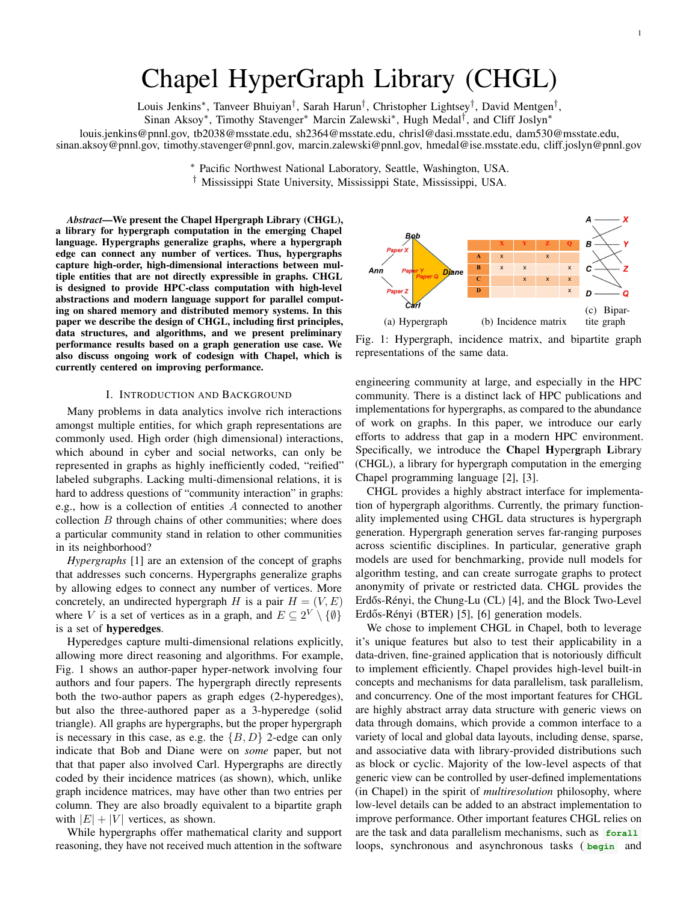# Chapel HyperGraph Library (CHGL)

Louis Jenkins*, Tanveer Bhuiyan†, Sarah Harun†, Christopher Lightsey†, David Mentgen†, Sinan Aksoy*, Timothy Stavenger* Marcin Zalewski*, Hugh Medal†, and Cliff Joslyn*

louis.jenkins@pnnl.gov, tb2038@msstate.edu, sh2364@msstate.edu, chrisl@dasi.msstate.edu, dam530@msstate.edu, sinan.aksoy@pnnl.gov, timothy.stavenger@pnnl.gov, marcin.zalewski@pnnl.gov, hmedal@ise.msstate.edu, cliff.joslyn@pnnl.gov

* Pacific Northwest National Laboratory, Seattle, Washington, USA.
† Mississippi State University, Mississippi State, Mississippi, USA.

***Abstract*—We present the Chapel Hpergraph Library (CHGL), a library for hypergraph computation in the emerging Chapel language. Hypergraphs generalize graphs, where a hypergraph edge can connect any number of vertices. Thus, hypergraphs capture high-order, high-dimensional interactions between multiple entities that are not directly expressible in graphs. CHGL is designed to provide HPC-class computation with high-level abstractions and modern language support for parallel computing on shared memory and distributed memory systems. In this paper we describe the design of CHGL, including first principles, data structures, and algorithms, and we present preliminary performance results based on a graph generation use case. We also discuss ongoing work of codesign with Chapel, which is currently centered on improving performance.**

## I. Introduction and Background

Many problems in data analytics involve rich interactions amongst multiple entities, for which graph representations are commonly used. High order (high dimensional) interactions, which abound in cyber and social networks, can only be represented in graphs as highly inefficiently coded, "reified" labeled subgraphs. Lacking multi-dimensional relations, it is hard to address questions of "community interaction" in graphs: e.g., how is a collection of entities $A$ connected to another collection $B$ through chains of other communities; where does a particular community stand in relation to other communities in its neighborhood?

*Hypergraphs* [1] are an extension of the concept of graphs that addresses such concerns. Hypergraphs generalize graphs by allowing edges to connect any number of vertices. More concretely, an undirected hypergraph $H$ is a pair $H = (V, E)$ where $V$ is a set of vertices as in a graph, and $E \subseteq 2^V \setminus \{\emptyset\}$ is a set of **hyperedges**.

Hyperedges capture multi-dimensional relations explicitly, allowing more direct reasoning and algorithms. For example, Fig. 1 shows an author-paper hyper-network involving four authors and four papers. The hypergraph directly represents both the two-author papers as graph edges (2-hyperedges), but also the three-authored paper as a 3-hyperedge (solid triangle). All graphs are hypergraphs, but the proper hypergraph is necessary in this case, as e.g. the $\{B, D\}$ 2-edge can only indicate that Bob and Diane were on *some* paper, but not that that paper also involved Carl. Hypergraphs are directly coded by their incidence matrices (as shown), which, unlike graph incidence matrices, may have other than two entries per column. They are also broadly equivalent to a bipartite graph with $|E| + |V|$ vertices, as shown.

While hypergraphs offer mathematical clarity and support reasoning, they have not received much attention in the software

|   | X | Y | Z | Q |
|---|---|---|---|---|
| A | x |   | x |   |
| B | x | x |   | x |
| C |   | x | x | x |
| D |   |   |   | x |

(a) Hypergraph (b) Incidence matrix (c) Bipartite graph

Fig. 1: Hypergraph, incidence matrix, and bipartite graph representations of the same data.

engineering community at large, and especially in the HPC community. There is a distinct lack of HPC publications and implementations for hypergraphs, as compared to the abundance of work on graphs. In this paper, we introduce our early efforts to address that gap in a modern HPC environment. Specifically, we introduce the **Ch**apel **H**yper**g**raph **L**ibrary (CHGL), a library for hypergraph computation in the emerging Chapel programming language [2], [3].

CHGL provides a highly abstract interface for implementation of hypergraph algorithms. Currently, the primary functionality implemented using CHGL data structures is hypergraph generation. Hypergraph generation serves far-ranging purposes across scientific disciplines. In particular, generative graph models are used for benchmarking, provide null models for algorithm testing, and can create surrogate graphs to protect anonymity of private or restricted data. CHGL provides the Erdős-Rényi, the Chung-Lu (CL) [4], and the Block Two-Level Erdős-Rényi (BTER) [5], [6] generation models.

We chose to implement CHGL in Chapel, both to leverage it's unique features but also to test their applicability in a data-driven, fine-grained application that is notoriously difficult to implement efficiently. Chapel provides high-level built-in concepts and mechanisms for data parallelism, task parallelism, and concurrency. One of the most important features for CHGL are highly abstract array data structure with generic views on data through domains, which provide a common interface to a variety of local and global data layouts, including dense, sparse, and associative data with library-provided distributions such as block or cyclic. Majority of the low-level aspects of that generic view can be controlled by user-defined implementations (in Chapel) in the spirit of *multiresolution* philosophy, where low-level details can be added to an abstract implementation to improve performance. Other important features CHGL relies on are the task and data parallelism mechanisms, such as `forall` loops, synchronous and asynchronous tasks ( `begin` and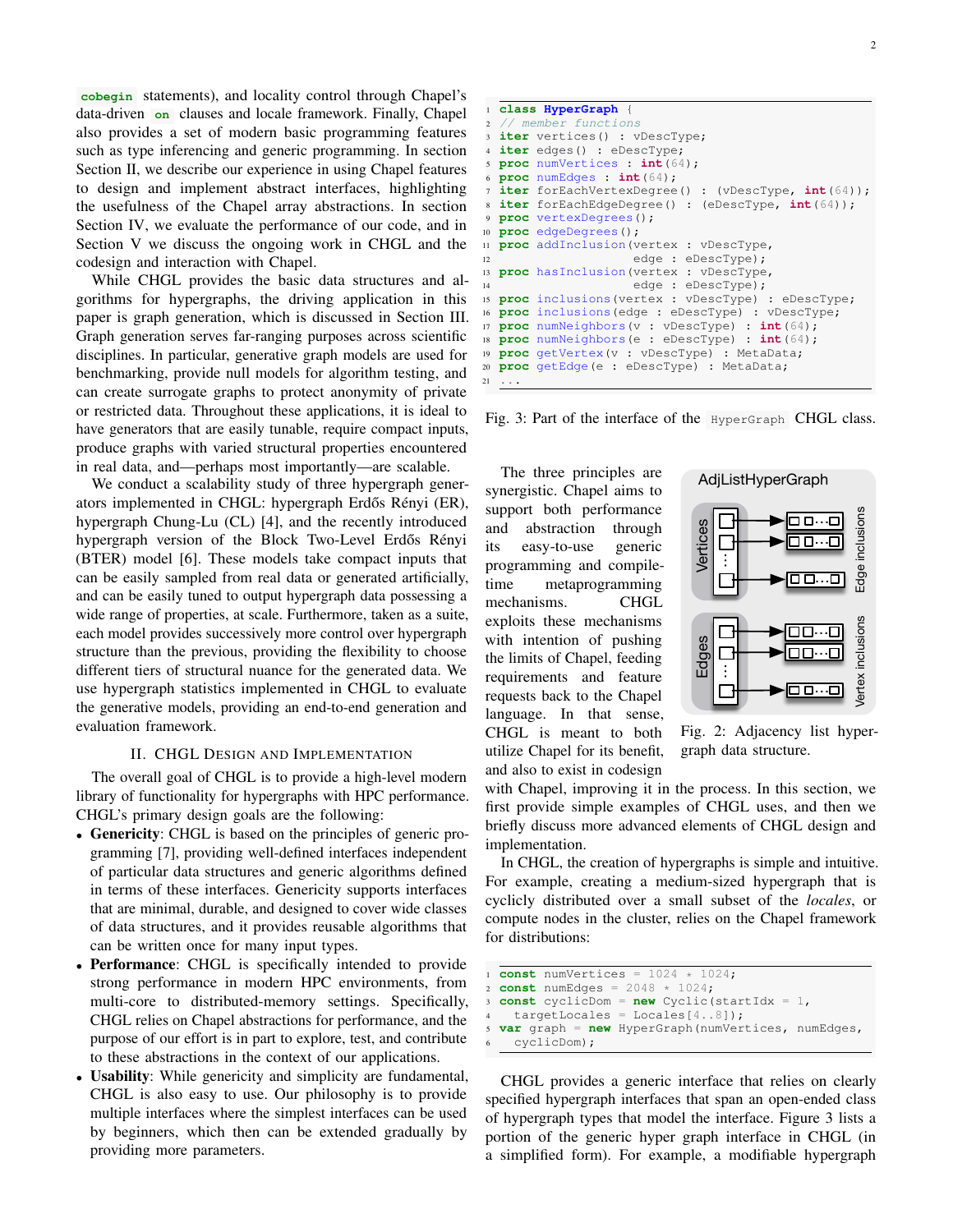`cobegin` statements), and locality control through Chapel's data-driven `on` clauses and locale framework. Finally, Chapel also provides a set of modern basic programming features such as type inferencing and generic programming. In section Section II, we describe our experience in using Chapel features to design and implement abstract interfaces, highlighting the usefulness of the Chapel array abstractions. In section Section IV, we evaluate the performance of our code, and in Section V we discuss the ongoing work in CHGL and the codesign and interaction with Chapel.

While CHGL provides the basic data structures and algorithms for hypergraphs, the driving application in this paper is graph generation, which is discussed in Section III. Graph generation serves far-ranging purposes across scientific disciplines. In particular, generative graph models are used for benchmarking, provide null models for algorithm testing, and can create surrogate graphs to protect anonymity of private or restricted data. Throughout these applications, it is ideal to have generators that are easily tunable, require compact inputs, produce graphs with varied structural properties encountered in real data, and—perhaps most importantly—are scalable.

We conduct a scalability study of three hypergraph generators implemented in CHGL: hypergraph Erdős Rényi (ER), hypergraph Chung-Lu (CL) [4], and the recently introduced hypergraph version of the Block Two-Level Erdős Rényi (BTER) model [6]. These models take compact inputs that can be easily sampled from real data or generated artificially, and can be easily tuned to output hypergraph data possessing a wide range of properties, at scale. Furthermore, taken as a suite, each model provides successively more control over hypergraph structure than the previous, providing the flexibility to choose different tiers of structural nuance for the generated data. We use hypergraph statistics implemented in CHGL to evaluate the generative models, providing an end-to-end generation and evaluation framework.

## II. CHGL Design and Implementation

The overall goal of CHGL is to provide a high-level modern library of functionality for hypergraphs with HPC performance. CHGL's primary design goals are the following:

- **Genericity**: CHGL is based on the principles of generic programming [7], providing well-defined interfaces independent of particular data structures and generic algorithms defined in terms of these interfaces. Genericity supports interfaces that are minimal, durable, and designed to cover wide classes of data structures, and it provides reusable algorithms that can be written once for many input types.
- **Performance**: CHGL is specifically intended to provide strong performance in modern HPC environments, from multi-core to distributed-memory settings. Specifically, CHGL relies on Chapel abstractions for performance, and the purpose of our effort is in part to explore, test, and contribute to these abstractions in the context of our applications.
- **Usability**: While genericity and simplicity are fundamental, CHGL is also easy to use. Our philosophy is to provide multiple interfaces where the simplest interfaces can be used by beginners, which then can be extended gradually by providing more parameters.

```
class HyperGraph {
// member functions
iter vertices() : vDescType;
iter edges() : eDescType;
proc numVertices : int(64);
proc numEdges : int(64);
iter forEachVertexDegree() : (vDescType, int(64));
iter forEachEdgeDegree() : (eDescType, int(64));
proc vertexDegrees();
proc edgeDegrees();
proc addInclusion(vertex : vDescType,
                  edge : eDescType);
proc hasInclusion(vertex : vDescType,
                  edge : eDescType);
proc inclusions(vertex : vDescType) : eDescType;
proc inclusions(edge : eDescType) : vDescType;
proc numNeighbors(v : vDescType) : int(64);
proc numNeighbors(e : eDescType) : int(64);
proc getVertex(v : vDescType) : MetaData;
proc getEdge(e : eDescType) : MetaData;
...
```

Fig. 3: Part of the interface of the `HyperGraph` CHGL class.

The three principles are synergistic. Chapel aims to support both performance and abstraction through its easy-to-use generic programming and compile-time metaprogramming mechanisms. CHGL exploits these mechanisms with intention of pushing the limits of Chapel, feeding requirements and feature requests back to the Chapel language. In that sense, CHGL is meant to both utilize Chapel for its benefit, and also to exist in codesign with Chapel, improving it in the process. In this section, we first provide simple examples of CHGL uses, and then we briefly discuss more advanced elements of CHGL design and implementation.

Fig. 2: Adjacency list hypergraph data structure.

In CHGL, the creation of hypergraphs is simple and intuitive. For example, creating a medium-sized hypergraph that is cyclicly distributed over a small subset of the *locales*, or compute nodes in the cluster, relies on the Chapel framework for distributions:

```
const numVertices = 1024 * 1024;
const numEdges = 2048 * 1024;
const cyclicDom = new Cyclic(startIdx = 1,
  targetLocales = Locales[4..8]);
var graph = new HyperGraph(numVertices, numEdges,
  cyclicDom);
```

CHGL provides a generic interface that relies on clearly specified hypergraph interfaces that span an open-ended class of hypergraph types that model the interface. Figure 3 lists a portion of the generic hyper graph interface in CHGL (in a simplified form). For example, a modifiable hypergraph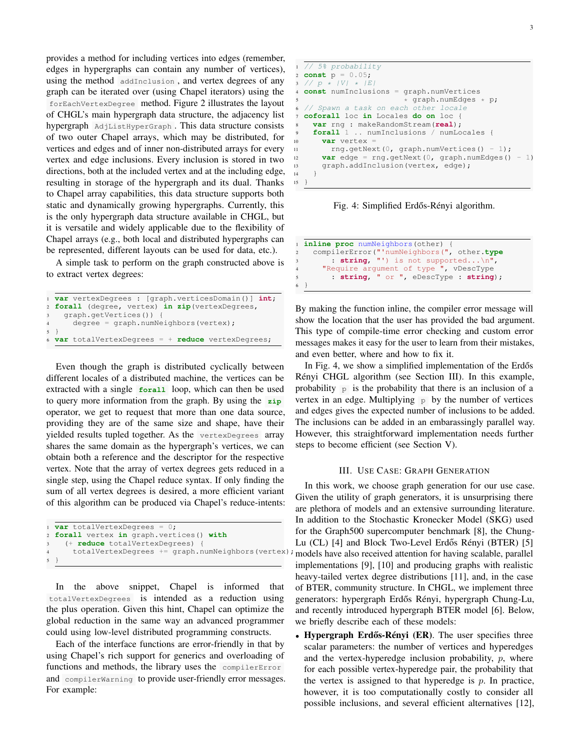provides a method for including vertices into edges (remember, edges in hypergraphs can contain any number of vertices), using the method `addInclusion`, and vertex degrees of any graph can be iterated over (using Chapel iterators) using the `forEachVertexDegree` method. Figure 2 illustrates the layout of CHGL's main hypergraph data structure, the adjacency list hypergraph `AdjListHyperGraph`. This data structure consists of two outer Chapel arrays, which may be distributed, for vertices and edges and of inner non-distributed arrays for every vertex and edge inclusions. Every inclusion is stored in two directions, both at the included vertex and at the including edge, resulting in storage of the hypergraph and its dual. Thanks to Chapel array capabilities, this data structure supports both static and dynamically growing hypergraphs. Currently, this is the only hypergraph data structure available in CHGL, but it is versatile and widely applicable due to the flexibility of Chapel arrays (e.g., both local and distributed hypergraphs can be represented, different layouts can be used for data, etc.).

A simple task to perform on the graph constructed above is to extract vertex degrees:

```
var vertexDegrees : [graph.verticesDomain()] int;
forall (degree, vertex) in zip(vertexDegrees,
  graph.getVertices()) {
    degree = graph.numNeighbors(vertex);
}
var totalVertexDegrees = + reduce vertexDegrees;
```

Even though the graph is distributed cyclically between different locales of a distributed machine, the vertices can be extracted with a single `forall` loop, which can then be used to query more information from the graph. By using the `zip` operator, we get to request that more than one data source, providing they are of the same size and shape, have their yielded results tupled together. As the `vertexDegrees` array shares the same domain as the hypergraph's vertices, we can obtain both a reference and the descriptor for the respective vertex. Note that the array of vertex degrees gets reduced in a single step, using the Chapel reduce syntax. If only finding the sum of all vertex degrees is desired, a more efficient variant of this algorithm can be produced via Chapel's reduce-intents:

```
var totalVertexDegrees = 0;
forall vertex in graph.vertices() with
  (+ reduce totalVertexDegrees) {
    totalVertexDegrees += graph.numNeighbors(vertex);
}
```

In the above snippet, Chapel is informed that `totalVertexDegrees` is intended as a reduction using the plus operation. Given this hint, Chapel can optimize the global reduction in the same way an advanced programmer could using low-level distributed programming constructs.

Each of the interface functions are error-friendly in that by using Chapel's rich support for generics and overloading of functions and methods, the library uses the `compilerError` and `compilerWarning` to provide user-friendly error messages. For example:

```
// 5% probability
const p = 0.05;
// p * |V| * |E|
const numInclusions = graph.numVertices
                    * graph.numEdges * p;
// Spawn a task on each other locale
coforall loc in Locales do on loc {
  var rng : makeRandomStream(real);
  forall 1 .. numInclusions / numLocales {
    var vertex =
      rng.getNext(0, graph.numVertices() - 1);
    var edge = rng.getNext(0, graph.numEdges() - 1)
    graph.addInclusion(vertex, edge);
  }
}
```

Fig. 4: Simplified Erdős-Rényi algorithm.

```
inline proc numNeighbors(other) {
  compilerError("'numNeighbors(", other.type
      : string, "') is not supported...\n",
     "Require argument of type ", vDescType
      : string, " or ", eDescType : string);
}
```

By making the function inline, the compiler error message will show the location that the user has provided the bad argument. This type of compile-time error checking and custom error messages makes it easy for the user to learn from their mistakes, and even better, where and how to fix it.

In Fig. 4, we show a simplified implementation of the Erdős Rényi CHGL algorithm (see Section III). In this example, probability `p` is the probability that there is an inclusion of a vertex in an edge. Multiplying `p` by the number of vertices and edges gives the expected number of inclusions to be added. The inclusions can be added in an embarassingly parallel way. However, this straightforward implementation needs further steps to become efficient (see Section V).

## III. Use Case: Graph Generation

In this work, we choose graph generation for our use case. Given the utility of graph generators, it is unsurprising there are plethora of models and an extensive surrounding literature. In addition to the Stochastic Kronecker Model (SKG) used for the Graph500 supercomputer benchmark [8], the Chung-Lu (CL) [4] and Block Two-Level Erdős Rényi (BTER) [5] models have also received attention for having scalable, parallel implementations [9], [10] and producing graphs with realistic heavy-tailed vertex degree distributions [11], and, in the case of BTER, community structure. In CHGL, we implement three generators: hypergraph Erdős Rényi, hypergraph Chung-Lu, and recently introduced hypergraph BTER model [6]. Below, we briefly describe each of these models:

- **Hypergraph Erdős-Rényi (ER)**. The user specifies three scalar parameters: the number of vertices and hyperedges and the vertex-hyperedge inclusion probability, $p$, where for each possible vertex-hyperedge pair, the probability that the vertex is assigned to that hyperedge is $p$. In practice, however, it is too computationally costly to consider all possible inclusions, and several efficient alternatives [12],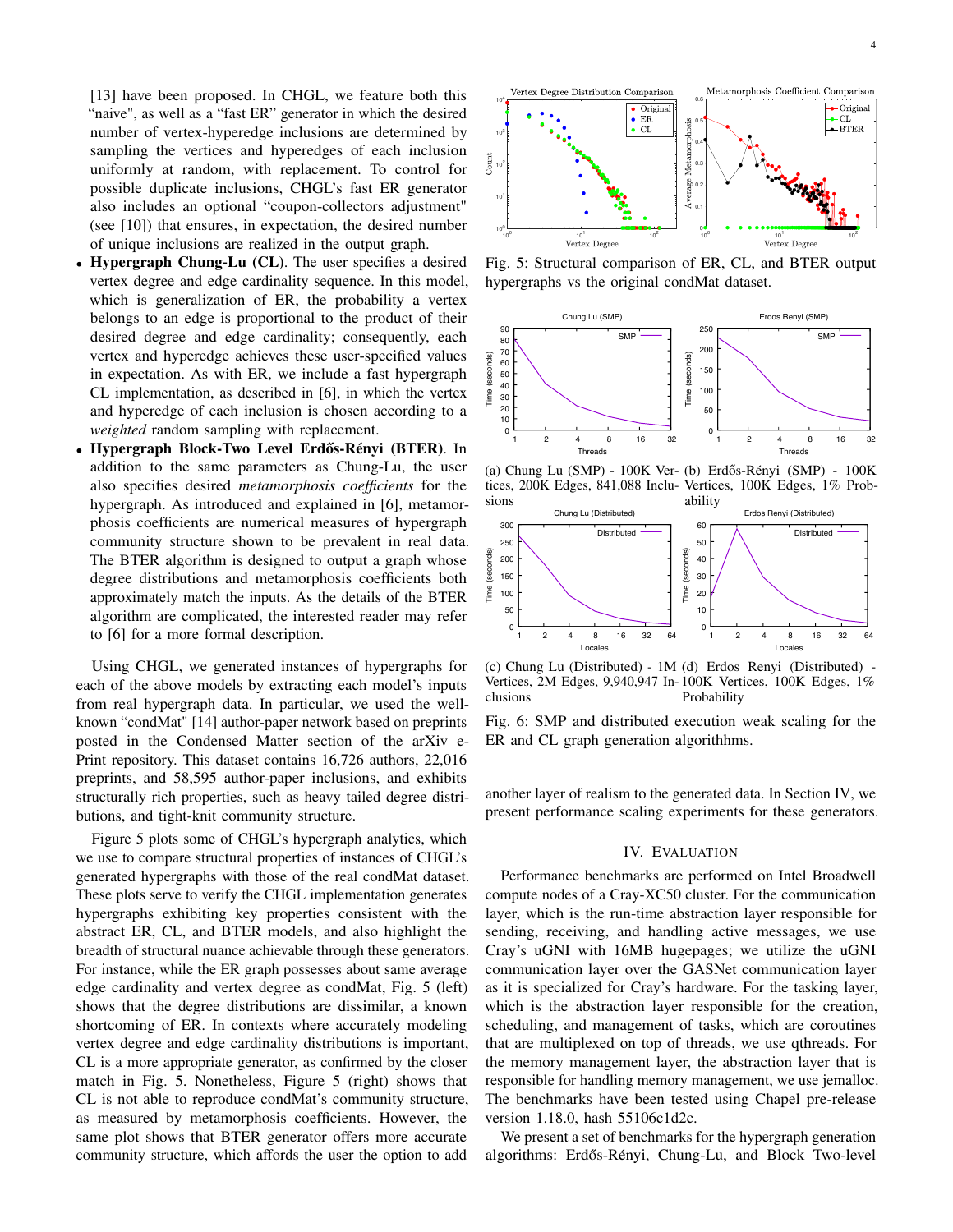[13] have been proposed. In CHGL, we feature both this "naive", as well as a "fast ER" generator in which the desired number of vertex-hyperedge inclusions are determined by sampling the vertices and hyperedges of each inclusion uniformly at random, with replacement. To control for possible duplicate inclusions, CHGL's fast ER generator also includes an optional "coupon-collectors adjustment" (see [10]) that ensures, in expectation, the desired number of unique inclusions are realized in the output graph.

- **Hypergraph Chung-Lu (CL)**. The user specifies a desired vertex degree and edge cardinality sequence. In this model, which is generalization of ER, the probability a vertex belongs to an edge is proportional to the product of their desired degree and edge cardinality; consequently, each vertex and hyperedge achieves these user-specified values in expectation. As with ER, we include a fast hypergraph CL implementation, as described in [6], in which the vertex and hyperedge of each inclusion is chosen according to a *weighted* random sampling with replacement.
- **Hypergraph Block-Two Level Erdős-Rényi (BTER)**. In addition to the same parameters as Chung-Lu, the user also specifies desired *metamorphosis coefficients* for the hypergraph. As introduced and explained in [6], metamorphosis coefficients are numerical measures of hypergraph community structure shown to be prevalent in real data. The BTER algorithm is designed to output a graph whose degree distributions and metamorphosis coefficients both approximately match the inputs. As the details of the BTER algorithm are complicated, the interested reader may refer to [6] for a more formal description.

Using CHGL, we generated instances of hypergraphs for each of the above models by extracting each model's inputs from real hypergraph data. In particular, we used the well-known "condMat" [14] author-paper network based on preprints posted in the Condensed Matter section of the arXiv e-Print repository. This dataset contains 16,726 authors, 22,016 preprints, and 58,595 author-paper inclusions, and exhibits structurally rich properties, such as heavy tailed degree distributions, and tight-knit community structure.

Figure 5 plots some of CHGL's hypergraph analytics, which we use to compare structural properties of instances of CHGL's generated hypergraphs with those of the real condMat dataset. These plots serve to verify the CHGL implementation generates hypergraphs exhibiting key properties consistent with the abstract ER, CL, and BTER models, and also highlight the breadth of structural nuance achievable through these generators. For instance, while the ER graph possesses about same average edge cardinality and vertex degree as condMat, Fig. 5 (left) shows that the degree distributions are dissimilar, a known shortcoming of ER. In contexts where accurately modeling vertex degree and edge cardinality distributions is important, CL is a more appropriate generator, as confirmed by the closer match in Fig. 5. Nonetheless, Figure 5 (right) shows that CL is not able to reproduce condMat's community structure, as measured by metamorphosis coefficients. However, the same plot shows that BTER generator offers more accurate community structure, which affords the user the option to add another layer of realism to the generated data. In Section IV, we present performance scaling experiments for these generators.

Fig. 5: Structural comparison of ER, CL, and BTER output hypergraphs vs the original condMat dataset.

(a) Chung Lu (SMP) - 100K Vertices, 200K Edges, 841,088 Inclusions

(b) Erdős-Rényi (SMP) - 100K Vertices, 100K Edges, 1% Probability

(c) Chung Lu (Distributed) - 1M Vertices, 2M Edges, 9,940,947 Inclusions

(d) Erdos Renyi (Distributed) - 100K Vertices, 100K Edges, 1% Probability

Fig. 6: SMP and distributed execution weak scaling for the ER and CL graph generation algorithhms.

## IV. Evaluation

Performance benchmarks are performed on Intel Broadwell compute nodes of a Cray-XC50 cluster. For the communication layer, which is the run-time abstraction layer responsible for sending, receiving, and handling active messages, we use Cray's uGNI with 16MB hugepages; we utilize the uGNI communication layer over the GASNet communication layer as it is specialized for Cray's hardware. For the tasking layer, which is the abstraction layer responsible for the creation, scheduling, and management of tasks, which are coroutines that are multiplexed on top of threads, we use qthreads. For the memory management layer, the abstraction layer that is responsible for handling memory management, we use jemalloc. The benchmarks have been tested using Chapel pre-release version 1.18.0, hash 55106c1d2c.

We present a set of benchmarks for the hypergraph generation algorithms: Erdős-Rényi, Chung-Lu, and Block Two-level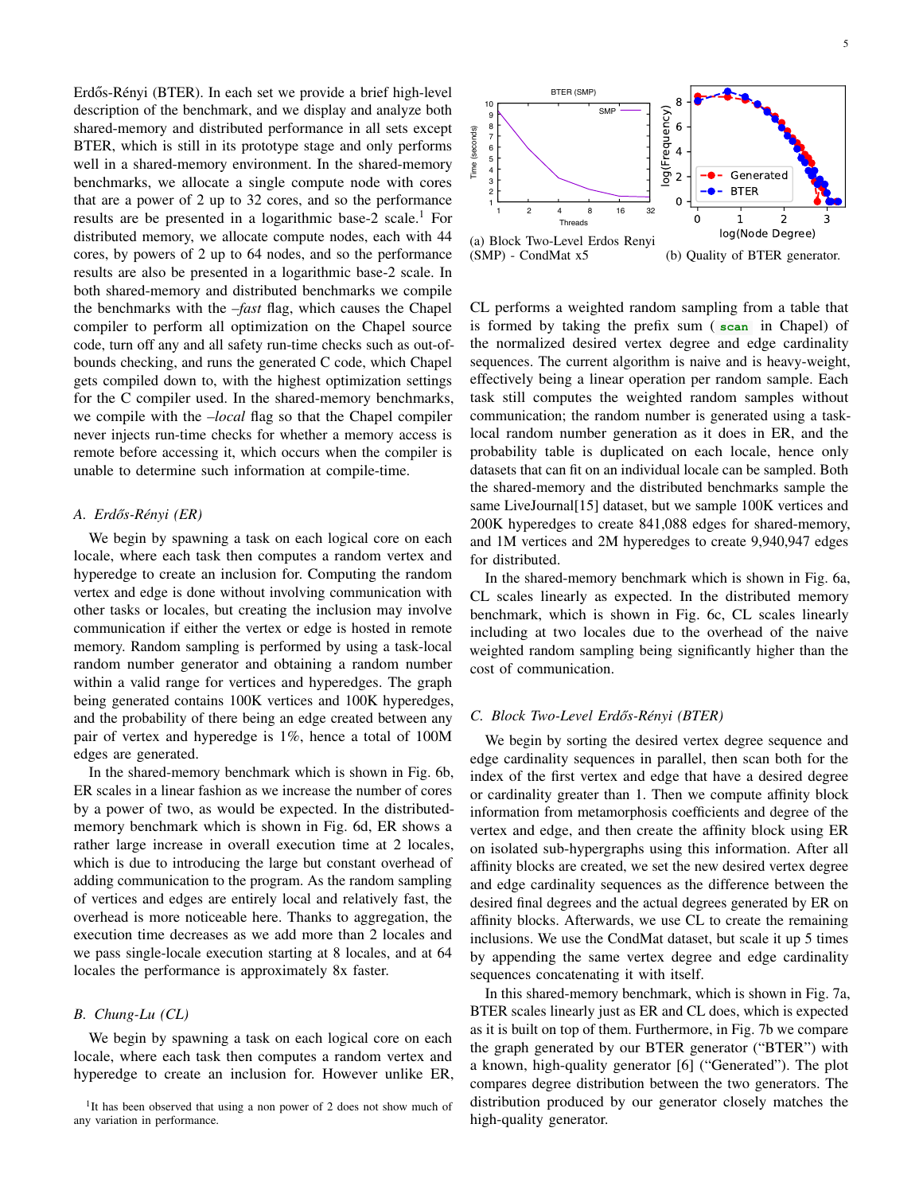Erdős-Rényi (BTER). In each set we provide a brief high-level description of the benchmark, and we display and analyze both shared-memory and distributed performance in all sets except BTER, which is still in its prototype stage and only performs well in a shared-memory environment. In the shared-memory benchmarks, we allocate a single compute node with cores that are a power of 2 up to 32 cores, and so the performance results are be presented in a logarithmic base-2 scale.[1] For distributed memory, we allocate compute nodes, each with 44 cores, by powers of 2 up to 64 nodes, and so the performance results are also be presented in a logarithmic base-2 scale. In both shared-memory and distributed benchmarks we compile the benchmarks with the *–fast* flag, which causes the Chapel compiler to perform all optimization on the Chapel source code, turn off any and all safety run-time checks such as out-of-bounds checking, and runs the generated C code, which Chapel gets compiled down to, with the highest optimization settings for the C compiler used. In the shared-memory benchmarks, we compile with the *–local* flag so that the Chapel compiler never injects run-time checks for whether a memory access is remote before accessing it, which occurs when the compiler is unable to determine such information at compile-time.

### A. *Erdős-Rényi (ER)*

We begin by spawning a task on each logical core on each locale, where each task then computes a random vertex and hyperedge to create an inclusion for. Computing the random vertex and edge is done without involving communication with other tasks or locales, but creating the inclusion may involve communication if either the vertex or edge is hosted in remote memory. Random sampling is performed by using a task-local random number generator and obtaining a random number within a valid range for vertices and hyperedges. The graph being generated contains 100K vertices and 100K hyperedges, and the probability of there being an edge created between any pair of vertex and hyperedge is 1%, hence a total of 100M edges are generated.

In the shared-memory benchmark which is shown in Fig. 6b, ER scales in a linear fashion as we increase the number of cores by a power of two, as would be expected. In the distributed-memory benchmark which is shown in Fig. 6d, ER shows a rather large increase in overall execution time at 2 locales, which is due to introducing the large but constant overhead of adding communication to the program. As the random sampling of vertices and edges are entirely local and relatively fast, the overhead is more noticeable here. Thanks to aggregation, the execution time decreases as we add more than 2 locales and we pass single-locale execution starting at 8 locales, and at 64 locales the performance is approximately 8x faster.

### B. *Chung-Lu (CL)*

We begin by spawning a task on each logical core on each locale, where each task then computes a random vertex and hyperedge to create an inclusion for. However unlike ER, CL performs a weighted random sampling from a table that is formed by taking the prefix sum ( `scan` in Chapel) of the normalized desired vertex degree and edge cardinality sequences. The current algorithm is naive and is heavy-weight, effectively being a linear operation per random sample. Each task still computes the weighted random samples without communication; the random number is generated using a task-local random number generation as it does in ER, and the probability table is duplicated on each locale, hence only datasets that can fit on an individual locale can be sampled. Both the shared-memory and the distributed benchmarks sample the same LiveJournal[15] dataset, but we sample 100K vertices and 200K hyperedges to create 841,088 edges for shared-memory, and 1M vertices and 2M hyperedges to create 9,940,947 edges for distributed.

In the shared-memory benchmark which is shown in Fig. 6a, CL scales linearly as expected. In the distributed memory benchmark, which is shown in Fig. 6c, CL scales linearly including at two locales due to the overhead of the naive weighted random sampling being significantly higher than the cost of communication.

[1] It has been observed that using a non power of 2 does not show much of any variation in performance.

(a) Block Two-Level Erdos Renyi (SMP) - CondMat x5

(b) Quality of BTER generator.

### C. *Block Two-Level Erdős-Rényi (BTER)*

We begin by sorting the desired vertex degree sequence and edge cardinality sequences in parallel, then scan both for the index of the first vertex and edge that have a desired degree or cardinality greater than 1. Then we compute affinity block information from metamorphosis coefficients and degree of the vertex and edge, and then create the affinity block using ER on isolated sub-hypergraphs using this information. After all affinity blocks are created, we set the new desired vertex degree and edge cardinality sequences as the difference between the desired final degrees and the actual degrees generated by ER on affinity blocks. Afterwards, we use CL to create the remaining inclusions. We use the CondMat dataset, but scale it up 5 times by appending the same vertex degree and edge cardinality sequences concatenating it with itself.

In this shared-memory benchmark, which is shown in Fig. 7a, BTER scales linearly just as ER and CL does, which is expected as it is built on top of them. Furthermore, in Fig. 7b we compare the graph generated by our BTER generator ("BTER") with a known, high-quality generator [6] ("Generated"). The plot compares degree distribution between the two generators. The distribution produced by our generator closely matches the high-quality generator.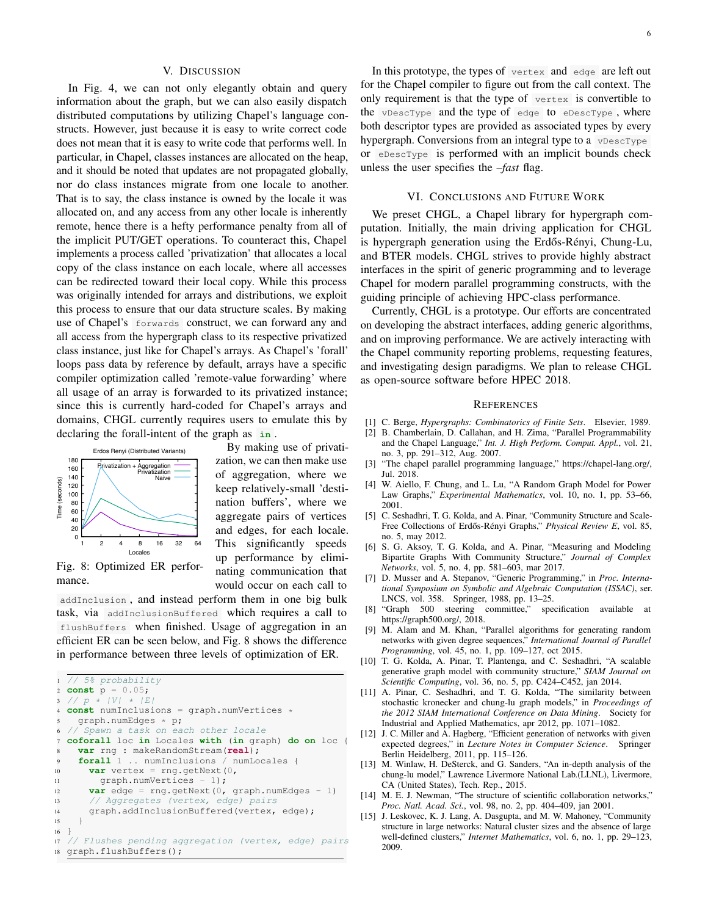## V. Discussion

In Fig. 4, we can not only elegantly obtain and query information about the graph, but we can also easily dispatch distributed computations by utilizing Chapel's language constructs. However, just because it is easy to write correct code does not mean that it is easy to write code that performs well. In particular, in Chapel, classes instances are allocated on the heap, and it should be noted that updates are not propagated globally, nor do class instances migrate from one locale to another. That is to say, the class instance is owned by the locale it was allocated on, and any access from any other locale is inherently remote, hence there is a hefty performance penalty from all of the implicit PUT/GET operations. To counteract this, Chapel implements a process called 'privatization' that allocates a local copy of the class instance on each locale, where all accesses can be redirected toward their local copy. While this process was originally intended for arrays and distributions, we exploit this process to ensure that our data structure scales. By making use of Chapel's `forwards` construct, we can forward any and all access from the hypergraph class to its respective privatized class instance, just like for Chapel's arrays. As Chapel's 'forall' loops pass data by reference by default, arrays have a specific compiler optimization called 'remote-value forwarding' where all usage of an array is forwarded to its privatized instance; since this is currently hard-coded for Chapel's arrays and domains, CHGL currently requires users to emulate this by declaring the forall-intent of the graph as **in**.

Erdos Renyi (Distributed Variants)
Privatization + Aggregation
Privatization
Naive
Time (seconds)
180
160
140
120
100
80
60
40
20
0
1 2 4 8 16 32 64
Locales

Fig. 8: Optimized ER performance.

By making use of privatization, we can then make use of aggregation, where we keep relatively-small 'destination buffers', where we aggregate pairs of vertices and edges, for each locale. This significantly speeds up performance by eliminating communication that would occur on each call to `addInclusion`, and instead perform them in one big bulk task, via `addInclusionBuffered` which requires a call to `flushBuffers` when finished. Usage of aggregation in an efficient ER can be seen below, and Fig. 8 shows the difference in performance between three levels of optimization of ER.

```
1  // 5% probability
2  const p = 0.05;
3  // p * |V| * |E|
4  const numInclusions = graph.numVertices *
5    graph.numEdges * p;
6  // Spawn a task on each other locale
7  coforall loc in Locales with (in graph) do on loc {
8    var rng : makeRandomStream(real);
9    forall 1 .. numInclusions / numLocales {
10     var vertex = rng.getNext(0,
11       graph.numVertices - 1);
12     var edge = rng.getNext(0, graph.numEdges - 1)
13     // Aggregates (vertex, edge) pairs
14     graph.addInclusionBuffered(vertex, edge);
15   }
16 }
17 // Flushes pending aggregation (vertex, edge) pairs
18 graph.flushBuffers();
```

In this prototype, the types of `vertex` and `edge` are left out for the Chapel compiler to figure out from the call context. The only requirement is that the type of `vertex` is convertible to the `vDescType` and the type of `edge` to `eDescType`, where both descriptor types are provided as associated types by every hypergraph. Conversions from an integral type to a `vDescType` or `eDescType` is performed with an implicit bounds check unless the user specifies the *–fast* flag.

## VI. Conclusions and Future Work

We preset CHGL, a Chapel library for hypergraph computation. Initially, the main driving application for CHGL is hypergraph generation using the Erdős-Rényi, Chung-Lu, and BTER models. CHGL strives to provide highly abstract interfaces in the spirit of generic programming and to leverage Chapel for modern parallel programming constructs, with the guiding principle of achieving HPC-class performance.

Currently, CHGL is a prototype. Our efforts are concentrated on developing the abstract interfaces, adding generic algorithms, and on improving performance. We are actively interacting with the Chapel community reporting problems, requesting features, and investigating design paradigms. We plan to release CHGL as open-source software before HPEC 2018.

## References

[1] C. Berge, *Hypergraphs: Combinatorics of Finite Sets*. Elsevier, 1989.

[2] B. Chamberlain, D. Callahan, and H. Zima, "Parallel Programmability and the Chapel Language," *Int. J. High Perform. Comput. Appl.*, vol. 21, no. 3, pp. 291–312, Aug. 2007.

[3] "The chapel parallel programming language," https://chapel-lang.org/, Jul. 2018.

[4] W. Aiello, F. Chung, and L. Lu, "A Random Graph Model for Power Law Graphs," *Experimental Mathematics*, vol. 10, no. 1, pp. 53–66, 2001.

[5] C. Seshadhri, T. G. Kolda, and A. Pinar, "Community Structure and Scale-Free Collections of Erdős-Rényi Graphs," *Physical Review E*, vol. 85, no. 5, may 2012.

[6] S. G. Aksoy, T. G. Kolda, and A. Pinar, "Measuring and Modeling Bipartite Graphs With Community Structure," *Journal of Complex Networks*, vol. 5, no. 4, pp. 581–603, mar 2017.

[7] D. Musser and A. Stepanov, "Generic Programming," in *Proc. International Symposium on Symbolic and Algebraic Computation (ISSAC)*, ser. LNCS, vol. 358. Springer, 1988, pp. 13–25.

[8] "Graph 500 steering committee," specification available at https://graph500.org/, 2018.

[9] M. Alam and M. Khan, "Parallel algorithms for generating random networks with given degree sequences," *International Journal of Parallel Programming*, vol. 45, no. 1, pp. 109–127, oct 2015.

[10] T. G. Kolda, A. Pinar, T. Plantenga, and C. Seshadhri, "A scalable generative graph model with community structure," *SIAM Journal on Scientific Computing*, vol. 36, no. 5, pp. C424–C452, jan 2014.

[11] A. Pinar, C. Seshadhri, and T. G. Kolda, "The similarity between stochastic kronecker and chung-lu graph models," in *Proceedings of the 2012 SIAM International Conference on Data Mining*. Society for Industrial and Applied Mathematics, apr 2012, pp. 1071–1082.

[12] J. C. Miller and A. Hagberg, "Efficient generation of networks with given expected degrees," in *Lecture Notes in Computer Science*. Springer Berlin Heidelberg, 2011, pp. 115–126.

[13] M. Winlaw, H. DeSterck, and G. Sanders, "An in-depth analysis of the chung-lu model," Lawrence Livermore National Lab.(LLNL), Livermore, CA (United States), Tech. Rep., 2015.

[14] M. E. J. Newman, "The structure of scientific collaboration networks," *Proc. Natl. Acad. Sci.*, vol. 98, no. 2, pp. 404–409, jan 2001.

[15] J. Leskovec, K. J. Lang, A. Dasgupta, and M. W. Mahoney, "Community structure in large networks: Natural cluster sizes and the absence of large well-defined clusters," *Internet Mathematics*, vol. 6, no. 1, pp. 29–123, 2009.